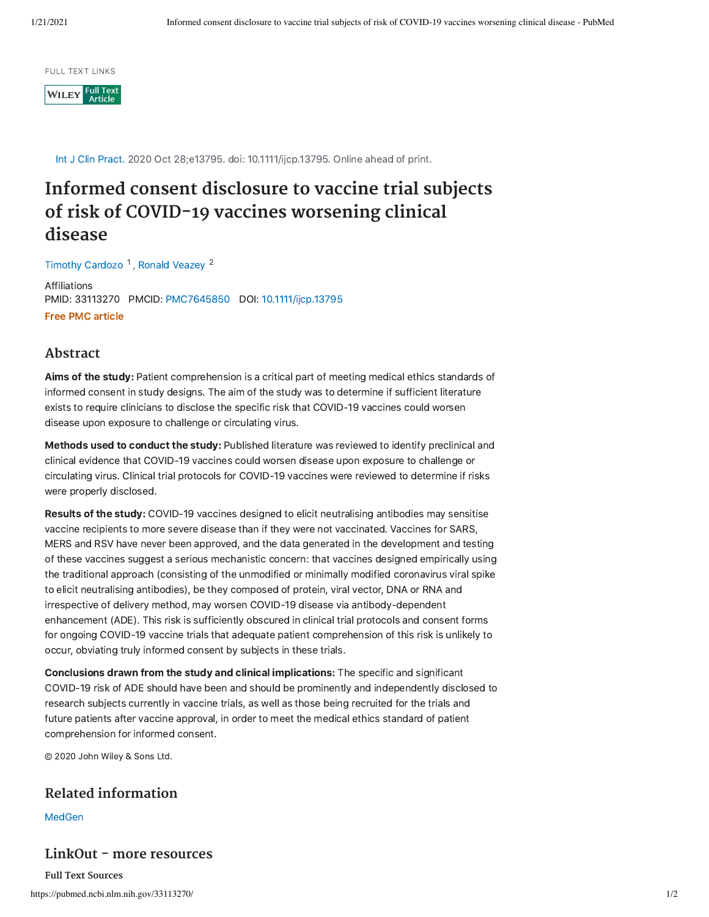FULL TEXT LINKS

WILEY Full Text Article

Int J Clin Pract. 2020 Oct 28;e13795. doi: 10.1111/ijcp.13795. Online ahead of print.

# Informed consent disclosure to vaccine trial subjects of risk of COVID-19 vaccines worsening clinical disease

Timothy Cardozo [1], Ronald Veazey [2]

Affiliations

PMID: 33113270 PMCID: PMC7645850 DOI: 10.1111/ijcp.13795

**Free PMC article**

## Abstract

**Aims of the study:** Patient comprehension is a critical part of meeting medical ethics standards of informed consent in study designs. The aim of the study was to determine if sufficient literature exists to require clinicians to disclose the specific risk that COVID-19 vaccines could worsen disease upon exposure to challenge or circulating virus.

**Methods used to conduct the study:** Published literature was reviewed to identify preclinical and clinical evidence that COVID-19 vaccines could worsen disease upon exposure to challenge or circulating virus. Clinical trial protocols for COVID-19 vaccines were reviewed to determine if risks were properly disclosed.

**Results of the study:** COVID-19 vaccines designed to elicit neutralising antibodies may sensitise vaccine recipients to more severe disease than if they were not vaccinated. Vaccines for SARS, MERS and RSV have never been approved, and the data generated in the development and testing of these vaccines suggest a serious mechanistic concern: that vaccines designed empirically using the traditional approach (consisting of the unmodified or minimally modified coronavirus viral spike to elicit neutralising antibodies), be they composed of protein, viral vector, DNA or RNA and irrespective of delivery method, may worsen COVID-19 disease via antibody-dependent enhancement (ADE). This risk is sufficiently obscured in clinical trial protocols and consent forms for ongoing COVID-19 vaccine trials that adequate patient comprehension of this risk is unlikely to occur, obviating truly informed consent by subjects in these trials.

**Conclusions drawn from the study and clinical implications:** The specific and significant COVID-19 risk of ADE should have been and should be prominently and independently disclosed to research subjects currently in vaccine trials, as well as those being recruited for the trials and future patients after vaccine approval, in order to meet the medical ethics standard of patient comprehension for informed consent.

© 2020 John Wiley & Sons Ltd.

## Related information

MedGen

## LinkOut - more resources

### Full Text Sources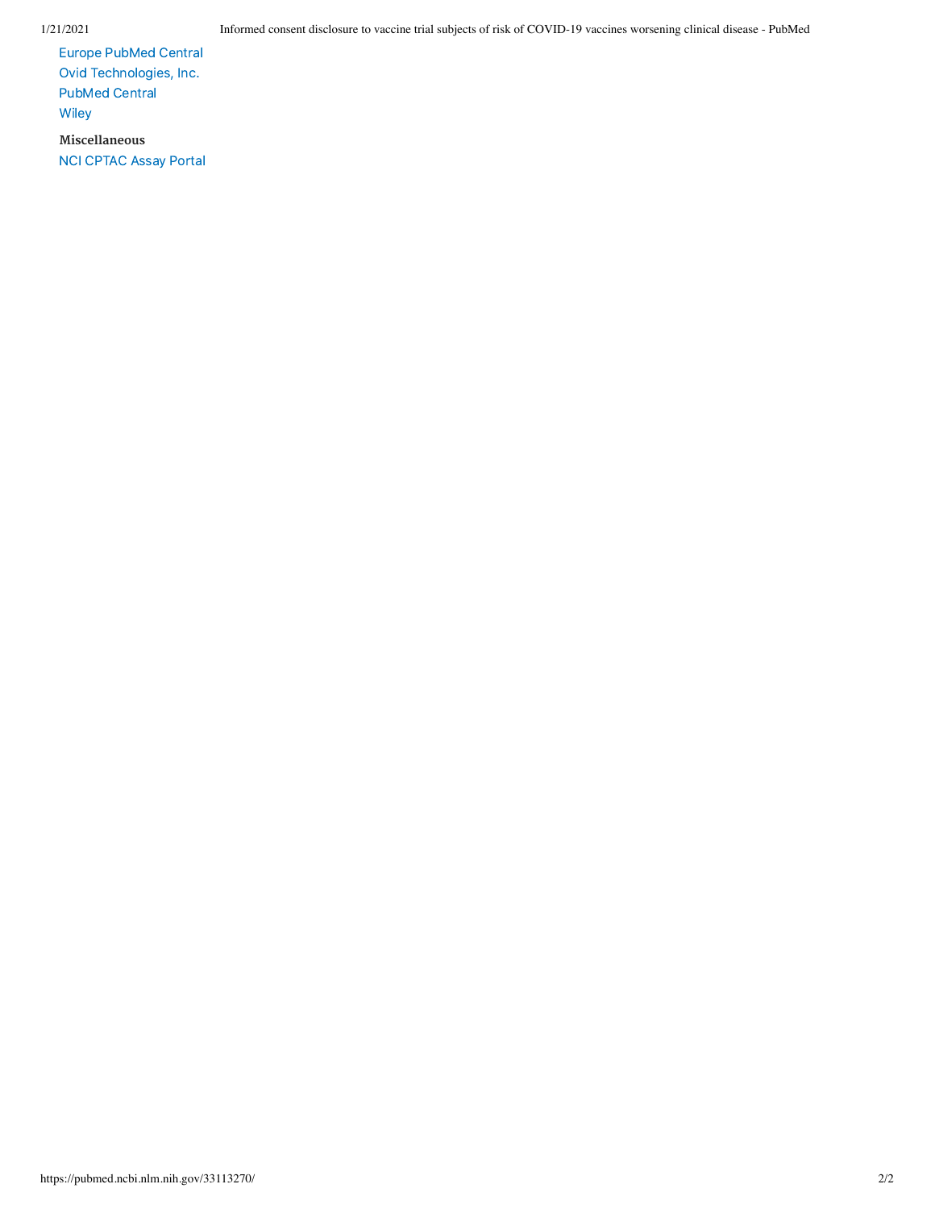Europe PubMed Central
Ovid Technologies, Inc.
PubMed Central
Wiley

**Miscellaneous**

NCI CPTAC Assay Portal